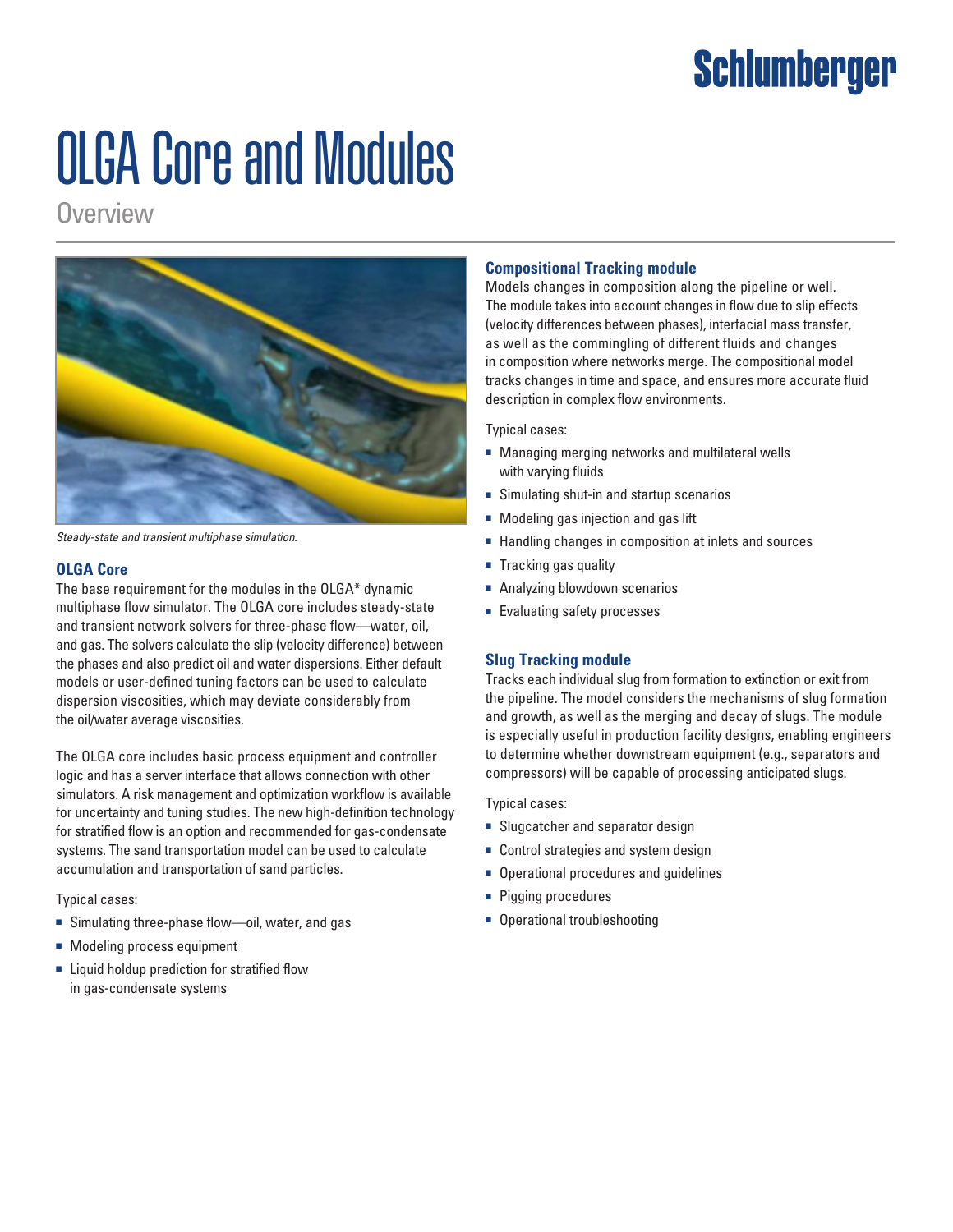Schlumberger

# OLGA Core and Modules

Overview

*Steady-state and transient multiphase simulation.*

## OLGA Core

The base requirement for the modules in the OLGA* dynamic multiphase flow simulator. The OLGA core includes steady-state and transient network solvers for three-phase flow—water, oil, and gas. The solvers calculate the slip (velocity difference) between the phases and also predict oil and water dispersions. Either default models or user-defined tuning factors can be used to calculate dispersion viscosities, which may deviate considerably from the oil/water average viscosities.

The OLGA core includes basic process equipment and controller logic and has a server interface that allows connection with other simulators. A risk management and optimization workflow is available for uncertainty and tuning studies. The new high-definition technology for stratified flow is an option and recommended for gas-condensate systems. The sand transportation model can be used to calculate accumulation and transportation of sand particles.

Typical cases:

- Simulating three-phase flow—oil, water, and gas
- Modeling process equipment
- Liquid holdup prediction for stratified flow in gas-condensate systems

## Compositional Tracking module

Models changes in composition along the pipeline or well. The module takes into account changes in flow due to slip effects (velocity differences between phases), interfacial mass transfer, as well as the commingling of different fluids and changes in composition where networks merge. The compositional model tracks changes in time and space, and ensures more accurate fluid description in complex flow environments.

Typical cases:

- Managing merging networks and multilateral wells with varying fluids
- Simulating shut-in and startup scenarios
- Modeling gas injection and gas lift
- Handling changes in composition at inlets and sources
- Tracking gas quality
- Analyzing blowdown scenarios
- Evaluating safety processes

## Slug Tracking module

Tracks each individual slug from formation to extinction or exit from the pipeline. The model considers the mechanisms of slug formation and growth, as well as the merging and decay of slugs. The module is especially useful in production facility designs, enabling engineers to determine whether downstream equipment (e.g., separators and compressors) will be capable of processing anticipated slugs.

Typical cases:

- Slugcatcher and separator design
- Control strategies and system design
- Operational procedures and guidelines
- Pigging procedures
- Operational troubleshooting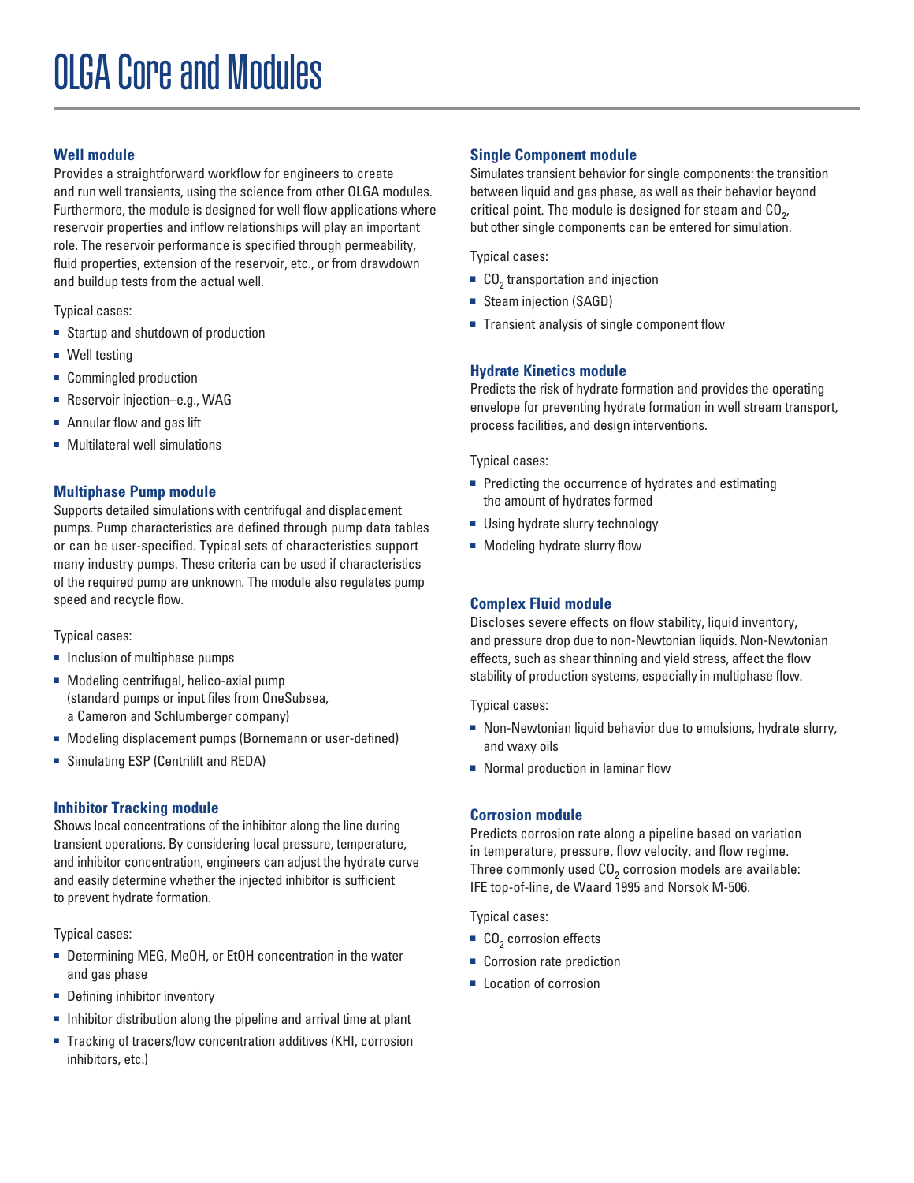# OLGA Core and Modules

## Well module

Provides a straightforward workflow for engineers to create and run well transients, using the science from other OLGA modules. Furthermore, the module is designed for well flow applications where reservoir properties and inflow relationships will play an important role. The reservoir performance is specified through permeability, fluid properties, extension of the reservoir, etc., or from drawdown and buildup tests from the actual well.

Typical cases:

- Startup and shutdown of production
- Well testing
- Commingled production
- Reservoir injection–e.g., WAG
- Annular flow and gas lift
- Multilateral well simulations

## Multiphase Pump module

Supports detailed simulations with centrifugal and displacement pumps. Pump characteristics are defined through pump data tables or can be user-specified. Typical sets of characteristics support many industry pumps. These criteria can be used if characteristics of the required pump are unknown. The module also regulates pump speed and recycle flow.

Typical cases:

- Inclusion of multiphase pumps
- Modeling centrifugal, helico-axial pump (standard pumps or input files from OneSubsea, a Cameron and Schlumberger company)
- Modeling displacement pumps (Bornemann or user-defined)
- Simulating ESP (Centrilift and REDA)

## Inhibitor Tracking module

Shows local concentrations of the inhibitor along the line during transient operations. By considering local pressure, temperature, and inhibitor concentration, engineers can adjust the hydrate curve and easily determine whether the injected inhibitor is sufficient to prevent hydrate formation.

Typical cases:

- Determining MEG, MeOH, or EtOH concentration in the water and gas phase
- Defining inhibitor inventory
- Inhibitor distribution along the pipeline and arrival time at plant
- Tracking of tracers/low concentration additives (KHI, corrosion inhibitors, etc.)

## Single Component module

Simulates transient behavior for single components: the transition between liquid and gas phase, as well as their behavior beyond critical point. The module is designed for steam and $CO_2$, but other single components can be entered for simulation.

Typical cases:

- $CO_2$ transportation and injection
- Steam injection (SAGD)
- Transient analysis of single component flow

## Hydrate Kinetics module

Predicts the risk of hydrate formation and provides the operating envelope for preventing hydrate formation in well stream transport, process facilities, and design interventions.

Typical cases:

- Predicting the occurrence of hydrates and estimating the amount of hydrates formed
- Using hydrate slurry technology
- Modeling hydrate slurry flow

## Complex Fluid module

Discloses severe effects on flow stability, liquid inventory, and pressure drop due to non-Newtonian liquids. Non-Newtonian effects, such as shear thinning and yield stress, affect the flow stability of production systems, especially in multiphase flow.

Typical cases:

- Non-Newtonian liquid behavior due to emulsions, hydrate slurry, and waxy oils
- Normal production in laminar flow

## Corrosion module

Predicts corrosion rate along a pipeline based on variation in temperature, pressure, flow velocity, and flow regime. Three commonly used $CO_2$ corrosion models are available: IFE top-of-line, de Waard 1995 and Norsok M-506.

Typical cases:

- $CO_2$ corrosion effects
- Corrosion rate prediction
- Location of corrosion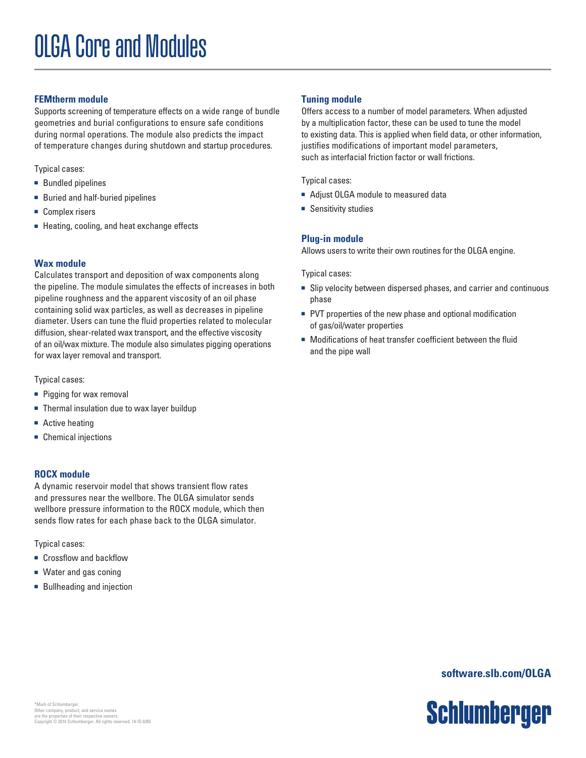# OLGA Core and Modules

### FEMtherm module

Supports screening of temperature effects on a wide range of bundle geometries and burial configurations to ensure safe conditions during normal operations. The module also predicts the impact of temperature changes during shutdown and startup procedures.

Typical cases:

- Bundled pipelines
- Buried and half-buried pipelines
- Complex risers
- Heating, cooling, and heat exchange effects

### Wax module

Calculates transport and deposition of wax components along the pipeline. The module simulates the effects of increases in both pipeline roughness and the apparent viscosity of an oil phase containing solid wax particles, as well as decreases in pipeline diameter. Users can tune the fluid properties related to molecular diffusion, shear-related wax transport, and the effective viscosity of an oil/wax mixture. The module also simulates pigging operations for wax layer removal and transport.

Typical cases:

- Pigging for wax removal
- Thermal insulation due to wax layer buildup
- Active heating
- Chemical injections

### ROCX module

A dynamic reservoir model that shows transient flow rates and pressures near the wellbore. The OLGA simulator sends wellbore pressure information to the ROCX module, which then sends flow rates for each phase back to the OLGA simulator.

Typical cases:

- Crossflow and backflow
- Water and gas coning
- Bullheading and injection

### Tuning module

Offers access to a number of model parameters. When adjusted by a multiplication factor, these can be used to tune the model to existing data. This is applied when field data, or other information, justifies modifications of important model parameters, such as interfacial friction factor or wall frictions.

Typical cases:

- Adjust OLGA module to measured data
- Sensitivity studies

### Plug-in module

Allows users to write their own routines for the OLGA engine.

Typical cases:

- Slip velocity between dispersed phases, and carrier and continuous phase
- PVT properties of the new phase and optional modification of gas/oil/water properties
- Modifications of heat transfer coefficient between the fluid and the pipe wall

**software.slb.com/OLGA**

*Mark of Schlumberger.
Other company, product, and service names are the properties of their respective owners.
Copyright © 2014 Schlumberger. All rights reserved. 14-IS-0393

**Schlumberger**